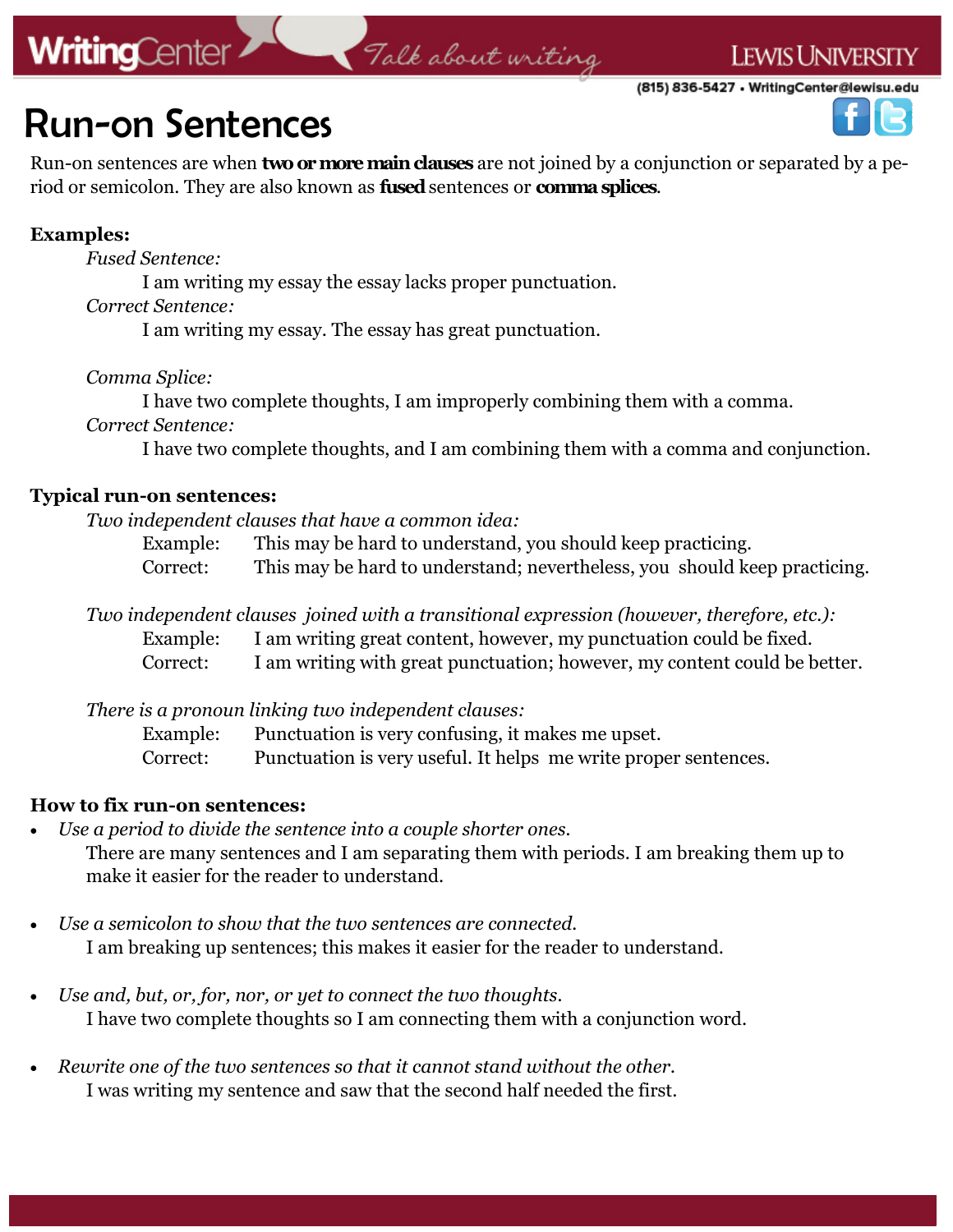# Run-on Sentences

Run-on sentences are when **two or more main clauses** are not joined by a conjunction or separated by a period or semicolon. They are also known as **fused** sentences or **comma splices**.

**Examples:**

*Fused Sentence:*

I am writing my essay the essay lacks proper punctuation.

*Correct Sentence:*

I am writing my essay. The essay has great punctuation.

*Comma Splice:*

I have two complete thoughts, I am improperly combining them with a comma.

*Correct Sentence:*

I have two complete thoughts, and I am combining them with a comma and conjunction.

**Typical run-on sentences:**

*Two independent clauses that have a common idea:*

Example: This may be hard to understand, you should keep practicing.

Correct: This may be hard to understand; nevertheless, you should keep practicing.

*Two independent clauses joined with a transitional expression (however, therefore, etc.):*

Example: I am writing great content, however, my punctuation could be fixed.

Correct: I am writing with great punctuation; however, my content could be better.

*There is a pronoun linking two independent clauses:*

Example: Punctuation is very confusing, it makes me upset.

Correct: Punctuation is very useful. It helps me write proper sentences.

**How to fix run-on sentences:**

- *Use a period to divide the sentence into a couple shorter ones.*
  There are many sentences and I am separating them with periods. I am breaking them up to make it easier for the reader to understand.

- *Use a semicolon to show that the two sentences are connected.*
  I am breaking up sentences; this makes it easier for the reader to understand.

- *Use and, but, or, for, nor, or yet to connect the two thoughts.*
  I have two complete thoughts so I am connecting them with a conjunction word.

- *Rewrite one of the two sentences so that it cannot stand without the other.*
  I was writing my sentence and saw that the second half needed the first.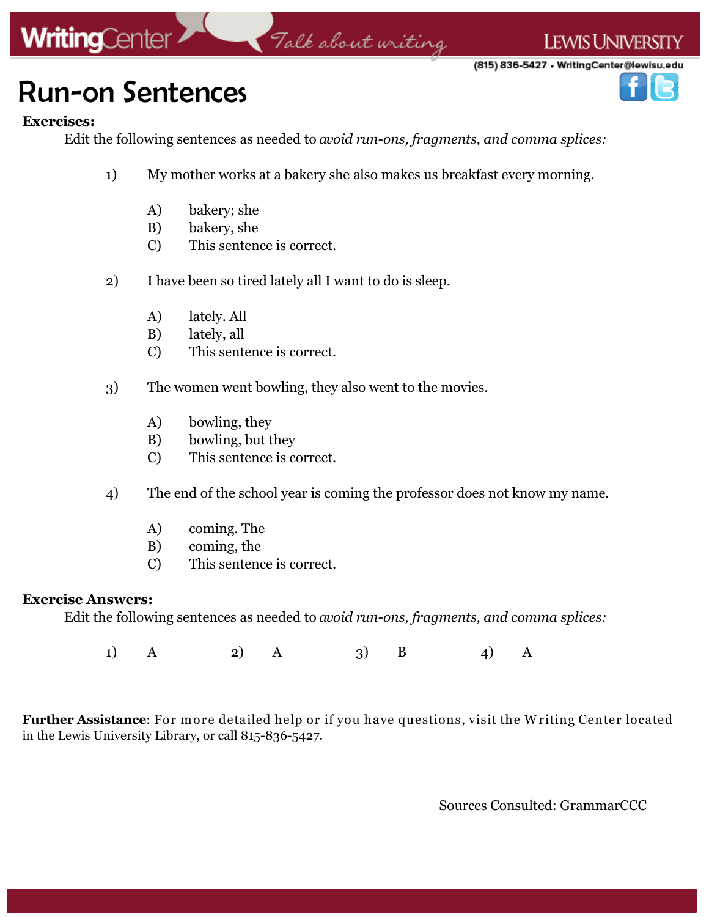# Run-on Sentences

**Exercises:**

Edit the following sentences as needed to *avoid run-ons, fragments, and comma splices:*

1) My mother works at a bakery she also makes us breakfast every morning.

    A) bakery; she
    B) bakery, she
    C) This sentence is correct.

2) I have been so tired lately all I want to do is sleep.

    A) lately. All
    B) lately, all
    C) This sentence is correct.

3) The women went bowling, they also went to the movies.

    A) bowling, they
    B) bowling, but they
    C) This sentence is correct.

4) The end of the school year is coming the professor does not know my name.

    A) coming. The
    B) coming, the
    C) This sentence is correct.

**Exercise Answers:**

Edit the following sentences as needed to *avoid run-ons, fragments, and comma splices:*

1) A 2) A 3) B 4) A

**Further Assistance**: For more detailed help or if you have questions, visit the Writing Center located in the Lewis University Library, or call 815-836-5427.

Sources Consulted: GrammarCCC